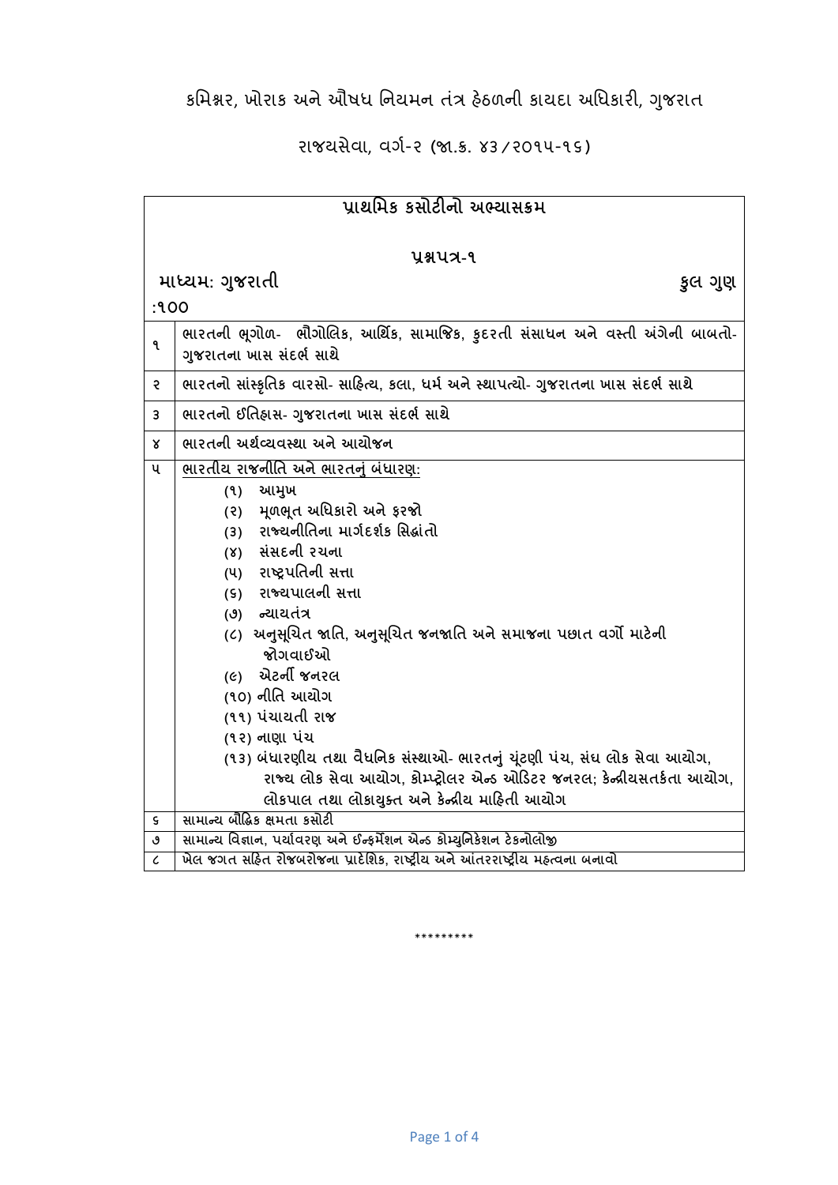કમિશ્નર, ખોરાક અને ઔષધ નિયમન તંત્ર હેઠળની કાયદા અધિકારી, ગુજરાત

રાજયસેવા, વર્ગ-૨ (જા.ક્ર. ૪૩/૨૦૧૫-૧૬)

## પ્રાથમિક કસોટીનો અભ્યાસક્રમ

### પ્રશ્નપત્ર-૧

**માધ્યમ: ગુજરાતી** **કુલ ગુણ :૧૦૦**

| | |
|---|---|
| ૧ | ભારતની ભૂગોળ- ભૌગોલિક, આર્થિક, સામાજિક, કુદરતી સંસાધન અને વસ્તી અંગેની બાબતો- ગુજરાતના ખાસ સંદર્ભ સાથે |
| ૨ | ભારતનો સાંસ્કૃતિક વારસો- સાહિત્ય, કલા, ધર્મ અને સ્થાપત્યો- ગુજરાતના ખાસ સંદર્ભ સાથે |
| ૩ | ભારતનો ઈતિહાસ- ગુજરાતના ખાસ સંદર્ભ સાથે |
| ૪ | ભારતની અર્થવ્યવસ્થા અને આયોજન |
| ૫ | <u>ભારતીય રાજનીતિ અને ભારતનું બંધારણ:</u><br>(૧) આમુખ<br>(૨) મૂળભૂત અધિકારો અને ફરજો<br>(૩) રાજ્યનીતિના માર્ગદર્શક સિદ્ધાંતો<br>(૪) સંસદની રચના<br>(૫) રાષ્ટ્રપતિની સત્તા<br>(૬) રાજ્યપાલની સત્તા<br>(૭) ન્યાયતંત્ર<br>(૮) અનુસૂચિત જાતિ, અનુસૂચિત જનજાતિ અને સમાજના પછાત વર્ગો માટેની જોગવાઈઓ<br>(૯) એટર્ની જનરલ<br>(૧૦) નીતિ આયોગ<br>(૧૧) પંચાયતી રાજ<br>(૧૨) નાણા પંચ<br>(૧૩) બંધારણીય તથા વૈધનિક સંસ્થાઓ- ભારતનું ચૂંટણી પંચ, સંઘ લોક સેવા આયોગ, રાજ્ય લોક સેવા આયોગ, કોમ્પ્ટ્રોલર એન્ડ ઓડિટર જનરલ; કેન્દ્રીયસતર્કતા આયોગ, લોકપાલ તથા લોકાયુક્ત અને કેન્દ્રીય માહિતી આયોગ |
| ૬ | સામાન્ય બૌદ્ધિક ક્ષમતા કસોટી |
| ૭ | સામાન્ય વિજ્ઞાન, પર્યાવરણ અને ઈન્ફર્મેશન એન્ડ કોમ્યુનિકેશન ટેકનોલોજી |
| ૮ | ખેલ જગત સહિત રોજબરોજના પ્રાદેશિક, રાષ્ટ્રીય અને આંતરરાષ્ટ્રીય મહત્વના બનાવો |

*********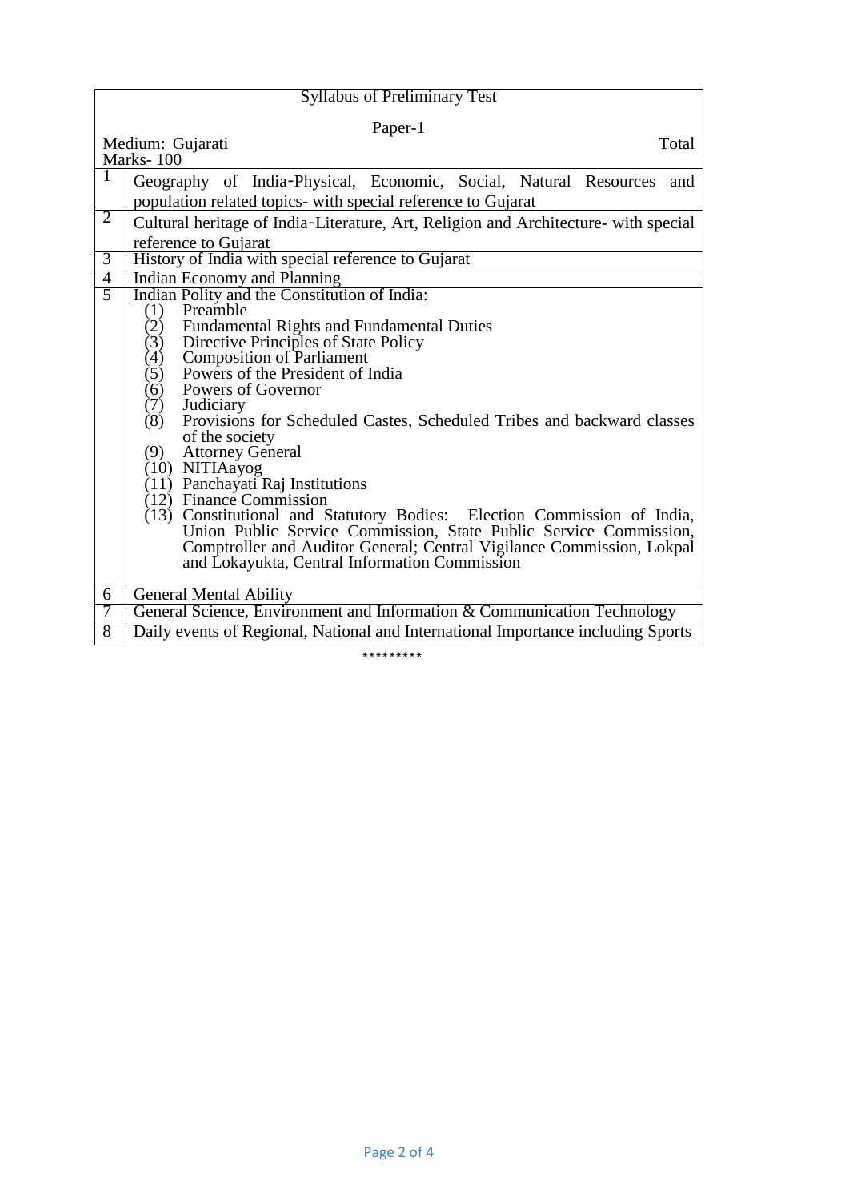| Syllabus of Preliminary Test | |
|---|---|
| Paper-1<br>Medium: Gujarati Total Marks- 100 | |
| 1 | Geography of India-Physical, Economic, Social, Natural Resources and population related topics- with special reference to Gujarat |
| 2 | Cultural heritage of India-Literature, Art, Religion and Architecture- with special reference to Gujarat |
| 3 | History of India with special reference to Gujarat |
| 4 | Indian Economy and Planning |
| 5 | Indian Polity and the Constitution of India:<br>(1) Preamble<br>(2) Fundamental Rights and Fundamental Duties<br>(3) Directive Principles of State Policy<br>(4) Composition of Parliament<br>(5) Powers of the President of India<br>(6) Powers of Governor<br>(7) Judiciary<br>(8) Provisions for Scheduled Castes, Scheduled Tribes and backward classes of the society<br>(9) Attorney General<br>(10) NITIAayog<br>(11) Panchayati Raj Institutions<br>(12) Finance Commission<br>(13) Constitutional and Statutory Bodies: Election Commission of India, Union Public Service Commission, State Public Service Commission, Comptroller and Auditor General; Central Vigilance Commission, Lokpal and Lokayukta, Central Information Commission |
| 6 | General Mental Ability |
| 7 | General Science, Environment and Information & Communication Technology |
| 8 | Daily events of Regional, National and International Importance including Sports |

*********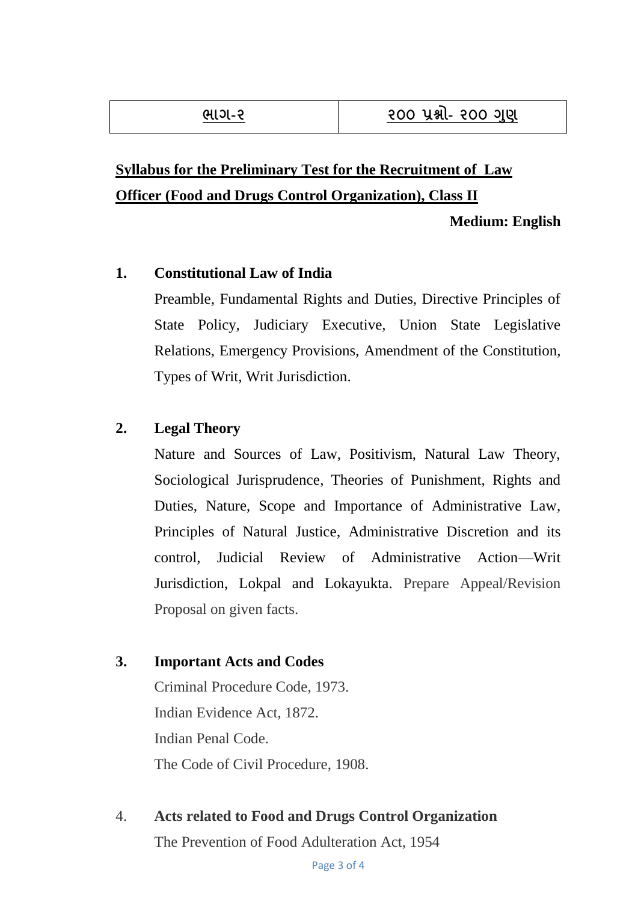| ભાગ-૨ | ૨૦૦ પ્રશ્નો- ૨૦૦ ગુણ |
|---|---|

## **Syllabus for the Preliminary Test for the Recruitment of Law Officer (Food and Drugs Control Organization), Class II**

**Medium: English**

### 1. Constitutional Law of India

Preamble, Fundamental Rights and Duties, Directive Principles of State Policy, Judiciary Executive, Union State Legislative Relations, Emergency Provisions, Amendment of the Constitution, Types of Writ, Writ Jurisdiction.

### 2. Legal Theory

Nature and Sources of Law, Positivism, Natural Law Theory, Sociological Jurisprudence, Theories of Punishment, Rights and Duties, Nature, Scope and Importance of Administrative Law, Principles of Natural Justice, Administrative Discretion and its control, Judicial Review of Administrative Action—Writ Jurisdiction, Lokpal and Lokayukta. Prepare Appeal/Revision Proposal on given facts.

### 3. Important Acts and Codes

Criminal Procedure Code, 1973.
Indian Evidence Act, 1872.
Indian Penal Code.
The Code of Civil Procedure, 1908.

### 4. Acts related to Food and Drugs Control Organization

The Prevention of Food Adulteration Act, 1954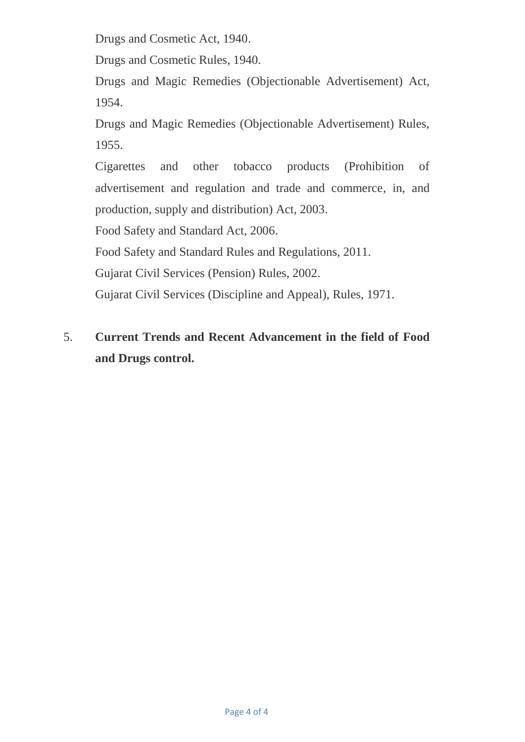Drugs and Cosmetic Act, 1940.

Drugs and Cosmetic Rules, 1940.

Drugs and Magic Remedies (Objectionable Advertisement) Act, 1954.

Drugs and Magic Remedies (Objectionable Advertisement) Rules, 1955.

Cigarettes and other tobacco products (Prohibition of advertisement and regulation and trade and commerce, in, and production, supply and distribution) Act, 2003.

Food Safety and Standard Act, 2006.

Food Safety and Standard Rules and Regulations, 2011.

Gujarat Civil Services (Pension) Rules, 2002.

Gujarat Civil Services (Discipline and Appeal), Rules, 1971.

5. **Current Trends and Recent Advancement in the field of Food and Drugs control.**